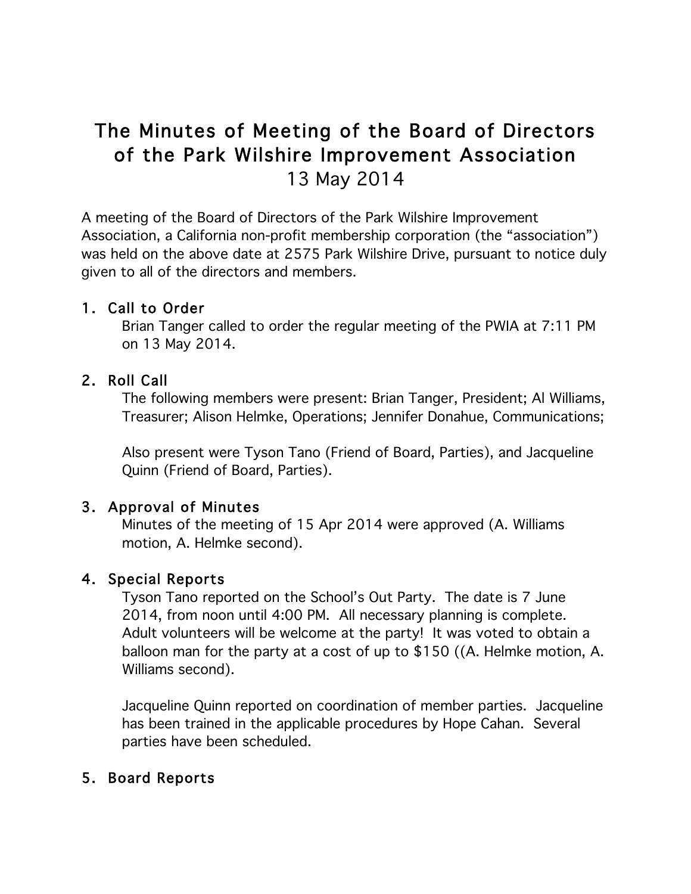# The Minutes of Meeting of the Board of Directors of the Park Wilshire Improvement Association
13 May 2014

A meeting of the Board of Directors of the Park Wilshire Improvement Association, a California non-profit membership corporation (the "association") was held on the above date at 2575 Park Wilshire Drive, pursuant to notice duly given to all of the directors and members.

## 1. Call to Order

Brian Tanger called to order the regular meeting of the PWIA at 7:11 PM on 13 May 2014.

## 2. Roll Call

The following members were present: Brian Tanger, President; Al Williams, Treasurer; Alison Helmke, Operations; Jennifer Donahue, Communications;

Also present were Tyson Tano (Friend of Board, Parties), and Jacqueline Quinn (Friend of Board, Parties).

## 3. Approval of Minutes

Minutes of the meeting of 15 Apr 2014 were approved (A. Williams motion, A. Helmke second).

## 4. Special Reports

Tyson Tano reported on the School's Out Party. The date is 7 June 2014, from noon until 4:00 PM. All necessary planning is complete. Adult volunteers will be welcome at the party! It was voted to obtain a balloon man for the party at a cost of up to $150 ((A. Helmke motion, A. Williams second).

Jacqueline Quinn reported on coordination of member parties. Jacqueline has been trained in the applicable procedures by Hope Cahan. Several parties have been scheduled.

## 5. Board Reports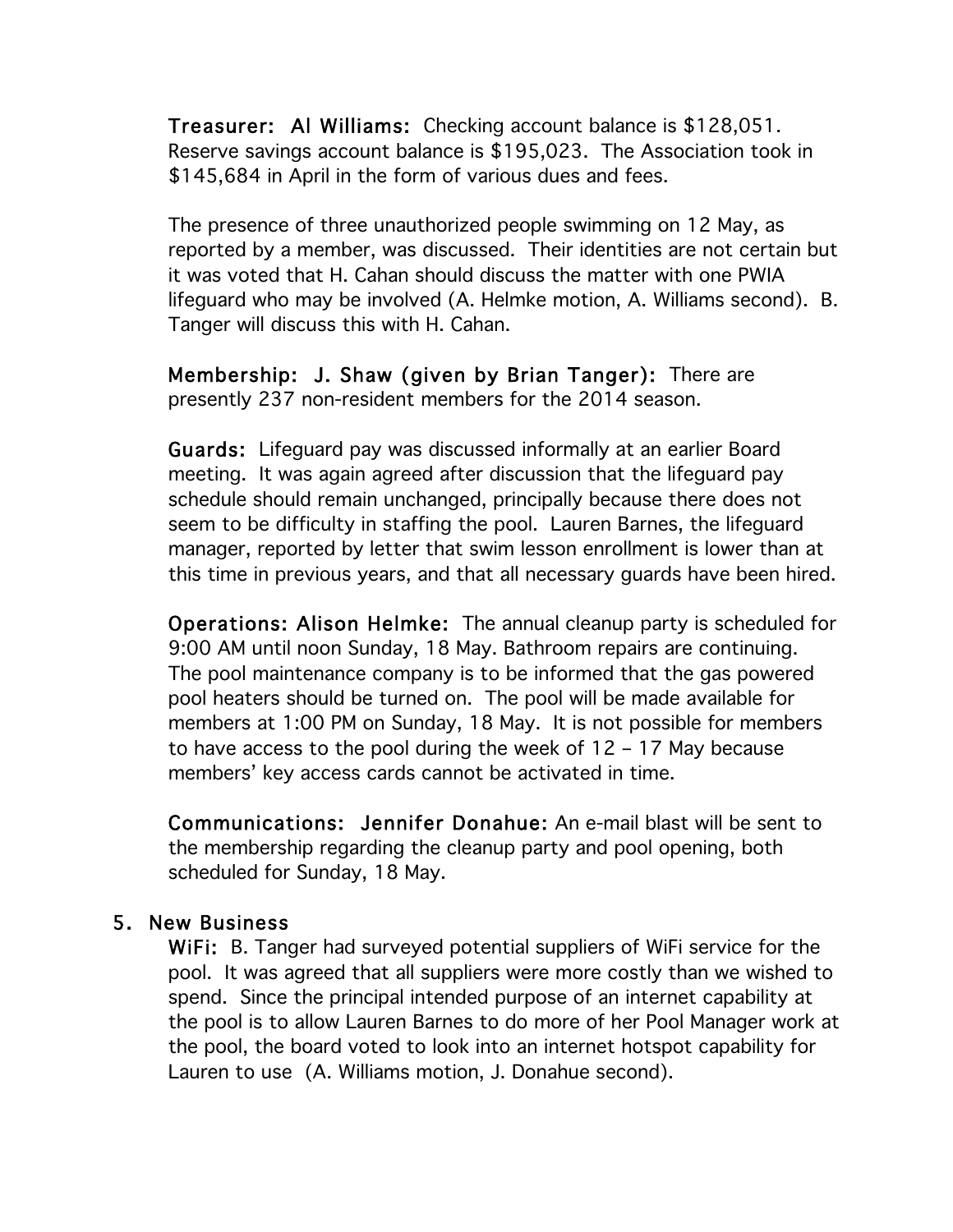**Treasurer: Al Williams:** Checking account balance is $128,051. Reserve savings account balance is $195,023. The Association took in $145,684 in April in the form of various dues and fees.

The presence of three unauthorized people swimming on 12 May, as reported by a member, was discussed. Their identities are not certain but it was voted that H. Cahan should discuss the matter with one PWIA lifeguard who may be involved (A. Helmke motion, A. Williams second). B. Tanger will discuss this with H. Cahan.

**Membership: J. Shaw (given by Brian Tanger):** There are presently 237 non-resident members for the 2014 season.

**Guards:** Lifeguard pay was discussed informally at an earlier Board meeting. It was again agreed after discussion that the lifeguard pay schedule should remain unchanged, principally because there does not seem to be difficulty in staffing the pool. Lauren Barnes, the lifeguard manager, reported by letter that swim lesson enrollment is lower than at this time in previous years, and that all necessary guards have been hired.

**Operations: Alison Helmke:** The annual cleanup party is scheduled for 9:00 AM until noon Sunday, 18 May. Bathroom repairs are continuing. The pool maintenance company is to be informed that the gas powered pool heaters should be turned on. The pool will be made available for members at 1:00 PM on Sunday, 18 May. It is not possible for members to have access to the pool during the week of 12 – 17 May because members' key access cards cannot be activated in time.

**Communications: Jennifer Donahue:** An e-mail blast will be sent to the membership regarding the cleanup party and pool opening, both scheduled for Sunday, 18 May.

## 5. New Business

**WiFi:** B. Tanger had surveyed potential suppliers of WiFi service for the pool. It was agreed that all suppliers were more costly than we wished to spend. Since the principal intended purpose of an internet capability at the pool is to allow Lauren Barnes to do more of her Pool Manager work at the pool, the board voted to look into an internet hotspot capability for Lauren to use (A. Williams motion, J. Donahue second).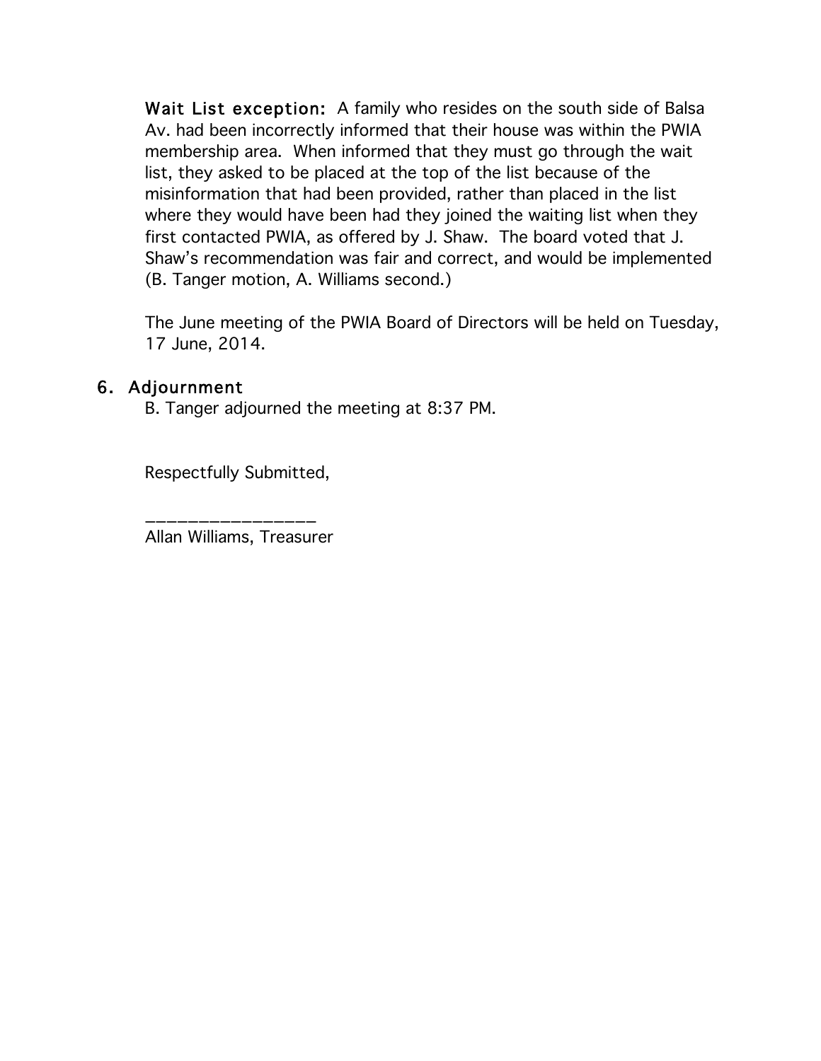**Wait List exception:** A family who resides on the south side of Balsa Av. had been incorrectly informed that their house was within the PWIA membership area. When informed that they must go through the wait list, they asked to be placed at the top of the list because of the misinformation that had been provided, rather than placed in the list where they would have been had they joined the waiting list when they first contacted PWIA, as offered by J. Shaw. The board voted that J. Shaw's recommendation was fair and correct, and would be implemented (B. Tanger motion, A. Williams second.)

The June meeting of the PWIA Board of Directors will be held on Tuesday, 17 June, 2014.

## 6. Adjournment

B. Tanger adjourned the meeting at 8:37 PM.

Respectfully Submitted,

_________________
Allan Williams, Treasurer